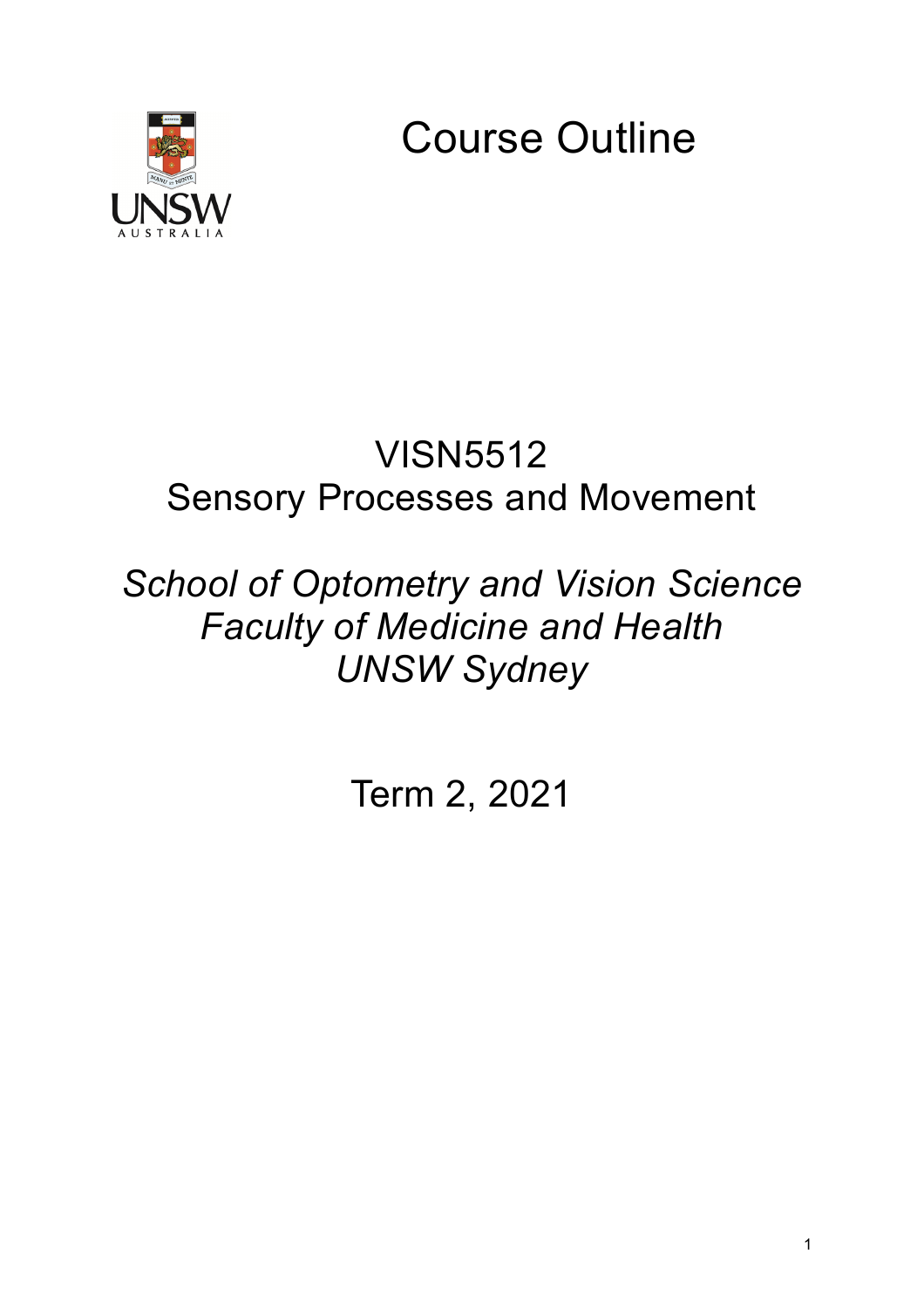# Course Outline

## VISN5512
## Sensory Processes and Movement

*School of Optometry and Vision Science*
*Faculty of Medicine and Health*
*UNSW Sydney*

Term 2, 2021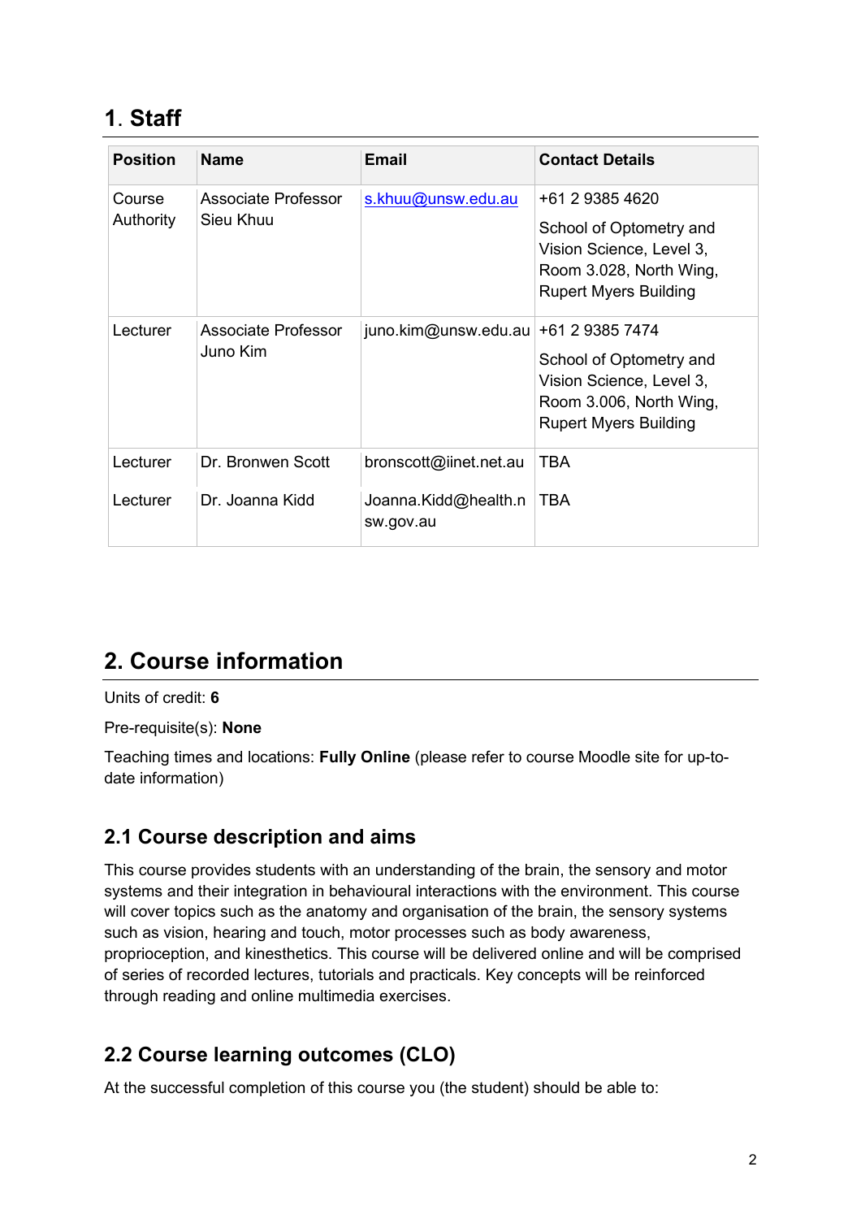# 1. Staff

| Position | Name | Email | Contact Details |
|---|---|---|---|
| Course Authority | Associate Professor Sieu Khuu | s.khuu@unsw.edu.au | +61 2 9385 4620<br><br>School of Optometry and Vision Science, Level 3, Room 3.028, North Wing, Rupert Myers Building |
| Lecturer | Associate Professor Juno Kim | juno.kim@unsw.edu.au | +61 2 9385 7474<br><br>School of Optometry and Vision Science, Level 3, Room 3.006, North Wing, Rupert Myers Building |
| Lecturer | Dr. Bronwen Scott | bronscott@iinet.net.au | TBA |
| Lecturer | Dr. Joanna Kidd | Joanna.Kidd@health.nsw.gov.au | TBA |

# 2. Course information

Units of credit: **6**

Pre-requisite(s): **None**

Teaching times and locations: **Fully Online** (please refer to course Moodle site for up-to-date information)

## 2.1 Course description and aims

This course provides students with an understanding of the brain, the sensory and motor systems and their integration in behavioural interactions with the environment. This course will cover topics such as the anatomy and organisation of the brain, the sensory systems such as vision, hearing and touch, motor processes such as body awareness, proprioception, and kinesthetics. This course will be delivered online and will be comprised of series of recorded lectures, tutorials and practicals. Key concepts will be reinforced through reading and online multimedia exercises.

## 2.2 Course learning outcomes (CLO)

At the successful completion of this course you (the student) should be able to: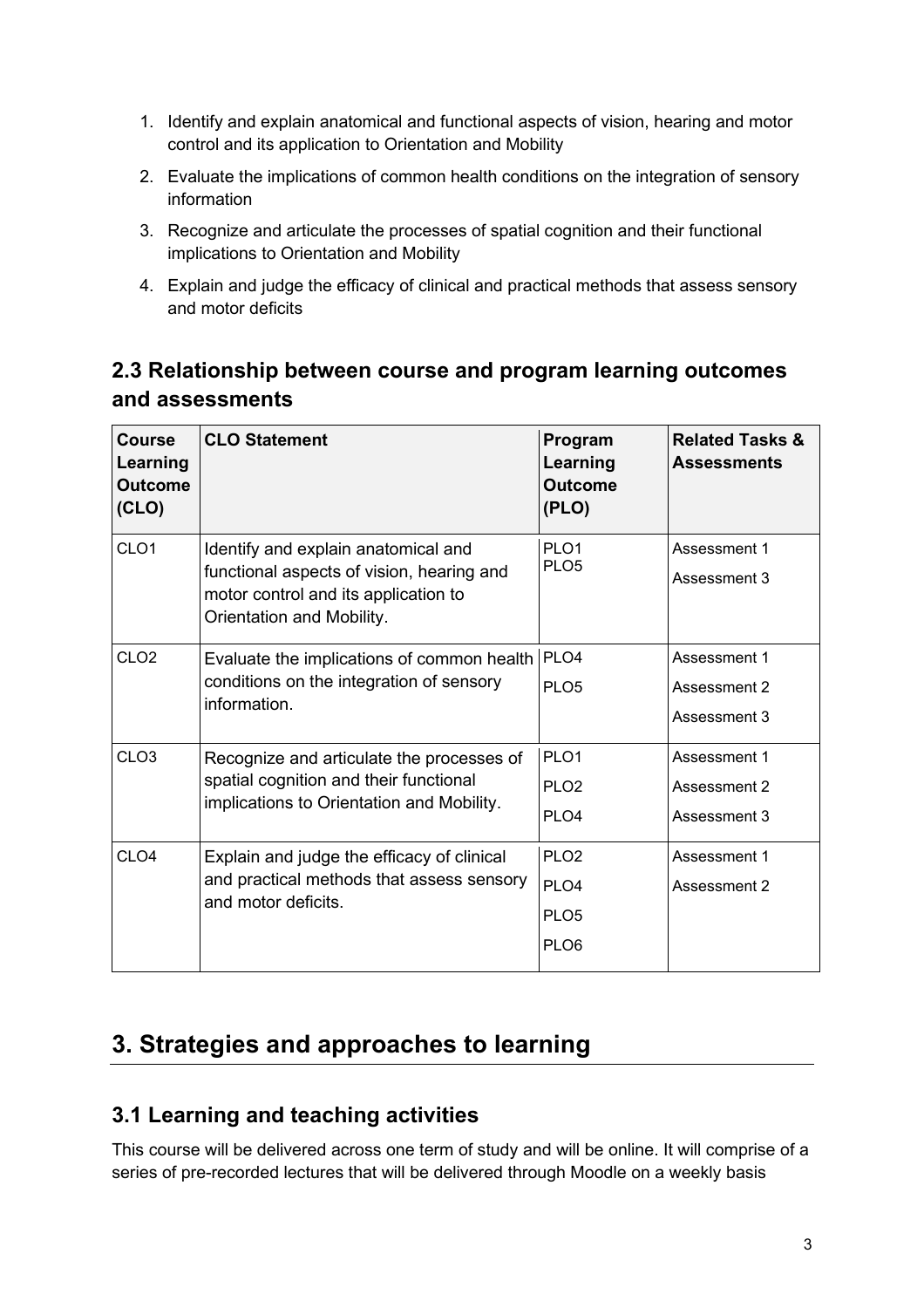1. Identify and explain anatomical and functional aspects of vision, hearing and motor control and its application to Orientation and Mobility
2. Evaluate the implications of common health conditions on the integration of sensory information
3. Recognize and articulate the processes of spatial cognition and their functional implications to Orientation and Mobility
4. Explain and judge the efficacy of clinical and practical methods that assess sensory and motor deficits

## 2.3 Relationship between course and program learning outcomes and assessments

| Course Learning Outcome (CLO) | CLO Statement | Program Learning Outcome (PLO) | Related Tasks & Assessments |
| --- | --- | --- | --- |
| CLO1 | Identify and explain anatomical and functional aspects of vision, hearing and motor control and its application to Orientation and Mobility. | PLO1<br>PLO5 | Assessment 1<br>Assessment 3 |
| CLO2 | Evaluate the implications of common health conditions on the integration of sensory information. | PLO4<br>PLO5 | Assessment 1<br>Assessment 2<br>Assessment 3 |
| CLO3 | Recognize and articulate the processes of spatial cognition and their functional implications to Orientation and Mobility. | PLO1<br>PLO2<br>PLO4 | Assessment 1<br>Assessment 2<br>Assessment 3 |
| CLO4 | Explain and judge the efficacy of clinical and practical methods that assess sensory and motor deficits. | PLO2<br>PLO4<br>PLO5<br>PLO6 | Assessment 1<br>Assessment 2 |

# 3. Strategies and approaches to learning

## 3.1 Learning and teaching activities

This course will be delivered across one term of study and will be online. It will comprise of a series of pre-recorded lectures that will be delivered through Moodle on a weekly basis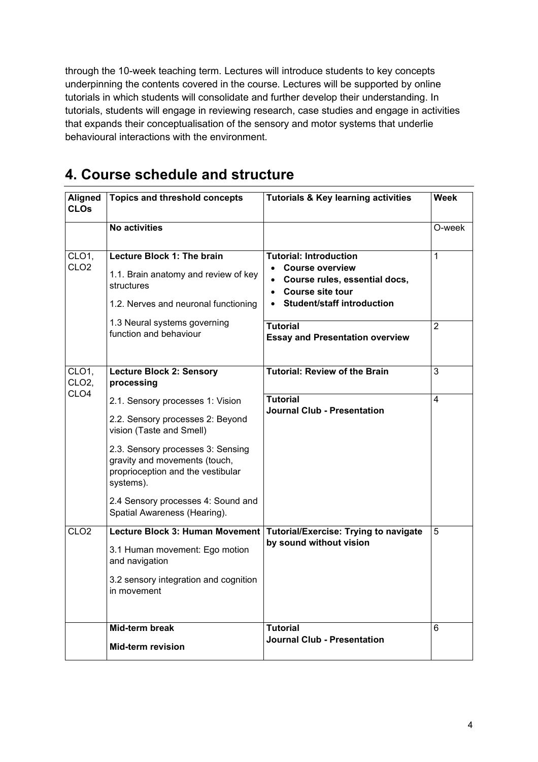through the 10-week teaching term. Lectures will introduce students to key concepts underpinning the contents covered in the course. Lectures will be supported by online tutorials in which students will consolidate and further develop their understanding. In tutorials, students will engage in reviewing research, case studies and engage in activities that expands their conceptualisation of the sensory and motor systems that underlie behavioural interactions with the environment.

# 4. Course schedule and structure

| Aligned CLOs | Topics and threshold concepts | Tutorials & Key learning activities | Week |
|---|---|---|---|
| | **No activities** | | O-week |
| CLO1, CLO2 | **Lecture Block 1: The brain**<br>1.1. Brain anatomy and review of key structures<br>1.2. Nerves and neuronal functioning<br>1.3 Neural systems governing function and behaviour | **Tutorial: Introduction**<br>• **Course overview**<br>• **Course rules, essential docs,**<br>• **Course site tour**<br>• **Student/staff introduction** | 1 |
| | | **Tutorial**<br>**Essay and Presentation overview** | 2 |
| CLO1, CLO2, CLO4 | **Lecture Block 2: Sensory processing**<br>2.1. Sensory processes 1: Vision<br>2.2. Sensory processes 2: Beyond vision (Taste and Smell)<br>2.3. Sensory processes 3: Sensing gravity and movements (touch, proprioception and the vestibular systems).<br>2.4 Sensory processes 4: Sound and Spatial Awareness (Hearing). | **Tutorial: Review of the Brain** | 3 |
| | | **Tutorial**<br>**Journal Club - Presentation** | 4 |
| CLO2 | **Lecture Block 3: Human Movement**<br>3.1 Human movement: Ego motion and navigation<br>3.2 sensory integration and cognition in movement | **Tutorial/Exercise: Trying to navigate by sound without vision** | 5 |
| | **Mid-term break**<br>**Mid-term revision** | **Tutorial**<br>**Journal Club - Presentation** | 6 |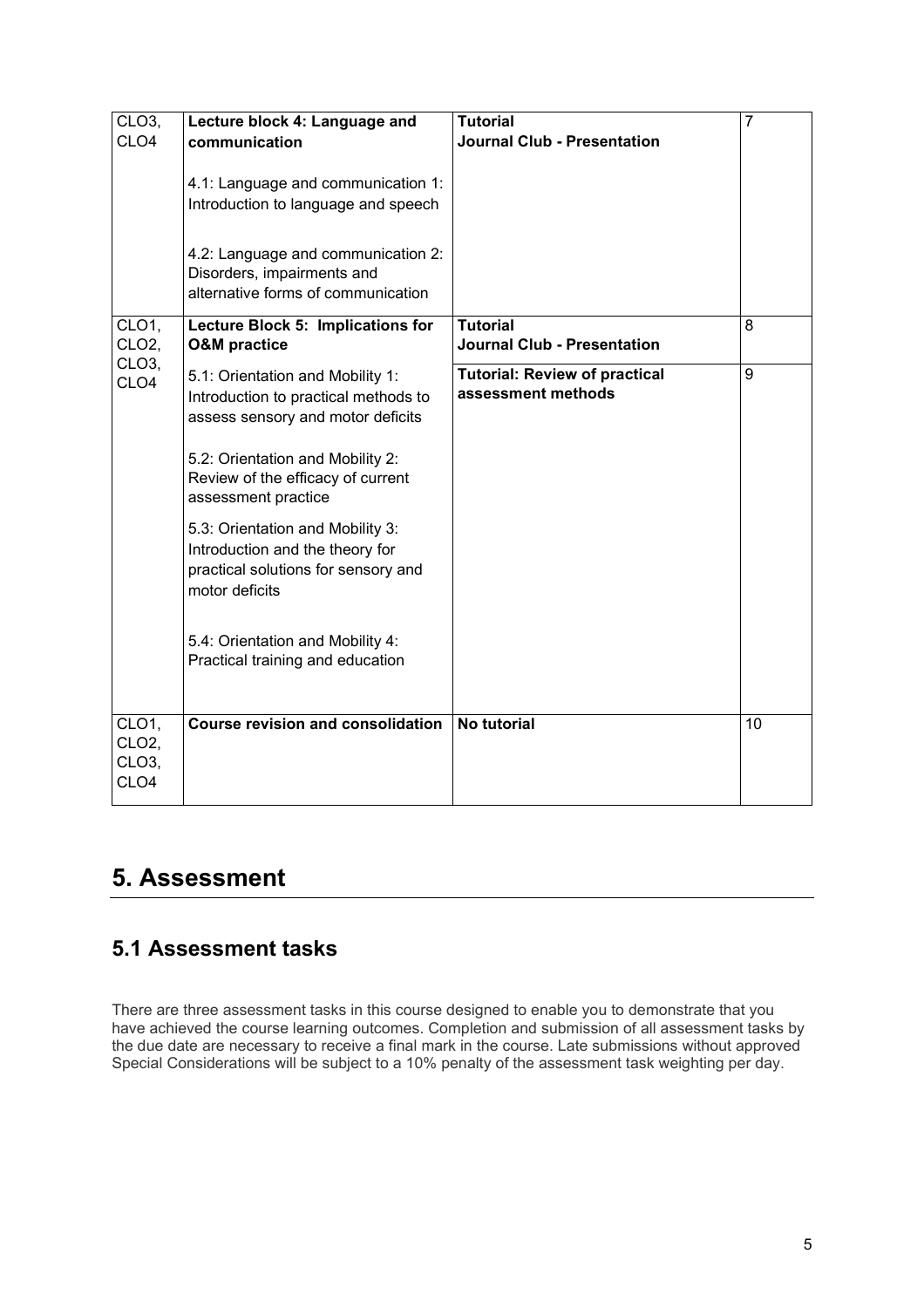| CLO3, CLO4 | **Lecture block 4: Language and communication**<br><br>4.1: Language and communication 1: Introduction to language and speech<br><br>4.2: Language and communication 2: Disorders, impairments and alternative forms of communication | **Tutorial**<br>**Journal Club - Presentation** | 7 |
|---|---|---|---|
| CLO1, CLO2, CLO3, CLO4 | **Lecture Block 5: Implications for O&M practice**<br><br>5.1: Orientation and Mobility 1: Introduction to practical methods to assess sensory and motor deficits<br><br>5.2: Orientation and Mobility 2: Review of the efficacy of current assessment practice<br><br>5.3: Orientation and Mobility 3: Introduction and the theory for practical solutions for sensory and motor deficits<br><br>5.4: Orientation and Mobility 4: Practical training and education | **Tutorial**<br>**Journal Club - Presentation** | 8 |
| | | **Tutorial: Review of practical assessment methods** | 9 |
| CLO1, CLO2, CLO3, CLO4 | **Course revision and consolidation** | **No tutorial** | 10 |

# 5. Assessment

## 5.1 Assessment tasks

There are three assessment tasks in this course designed to enable you to demonstrate that you have achieved the course learning outcomes. Completion and submission of all assessment tasks by the due date are necessary to receive a final mark in the course. Late submissions without approved Special Considerations will be subject to a 10% penalty of the assessment task weighting per day.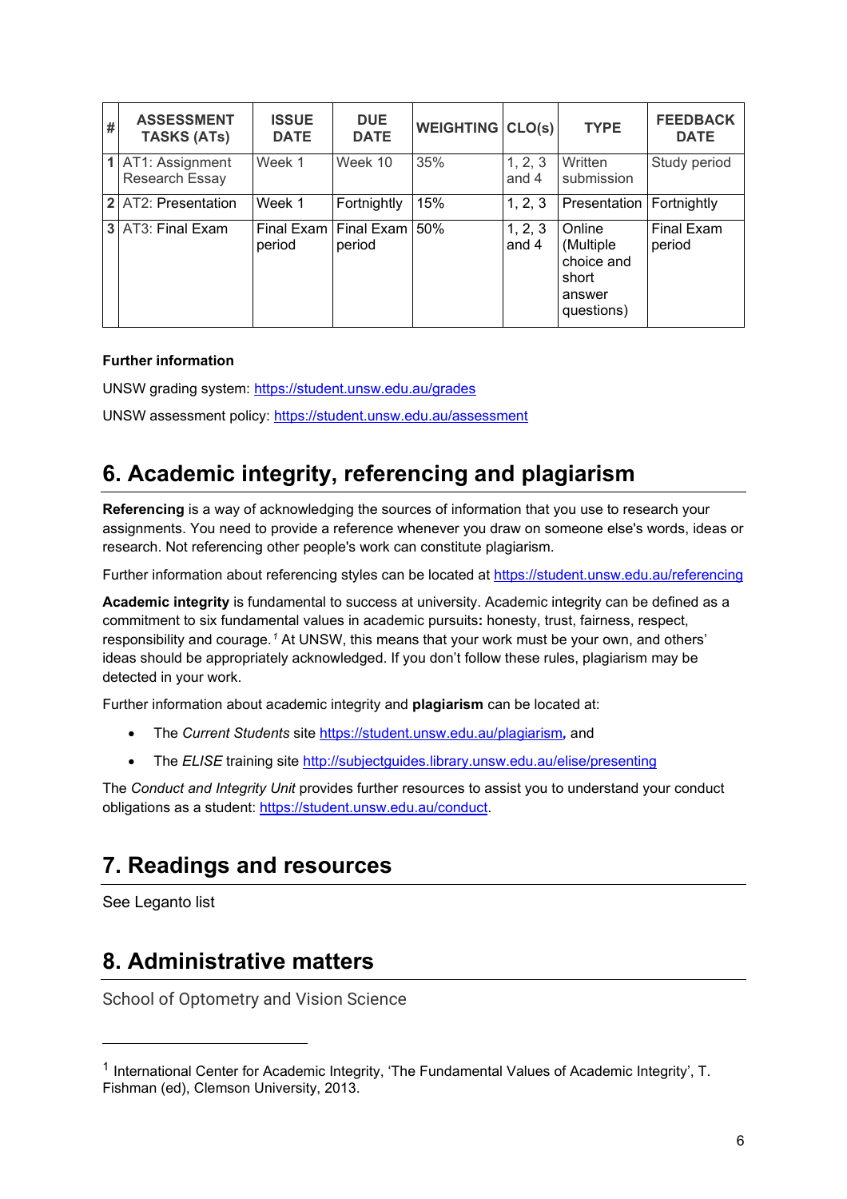| # | ASSESSMENT TASKS (ATs) | ISSUE DATE | DUE DATE | WEIGHTING | CLO(s) | TYPE | FEEDBACK DATE |
|---|---|---|---|---|---|---|---|
| 1 | AT1: Assignment Research Essay | Week 1 | Week 10 | 35% | 1, 2, 3 and 4 | Written submission | Study period |
| 2 | AT2: Presentation | Week 1 | Fortnightly | 15% | 1, 2, 3 | Presentation | Fortnightly |
| 3 | AT3: Final Exam | Final Exam period | Final Exam period | 50% | 1, 2, 3 and 4 | Online (Multiple choice and short answer questions) | Final Exam period |

**Further information**

UNSW grading system: https://student.unsw.edu.au/grades

UNSW assessment policy: https://student.unsw.edu.au/assessment

## 6. Academic integrity, referencing and plagiarism

**Referencing** is a way of acknowledging the sources of information that you use to research your assignments. You need to provide a reference whenever you draw on someone else's words, ideas or research. Not referencing other people's work can constitute plagiarism.

Further information about referencing styles can be located at https://student.unsw.edu.au/referencing

**Academic integrity** is fundamental to success at university. Academic integrity can be defined as a commitment to six fundamental values in academic pursuits**:** honesty, trust, fairness, respect, responsibility and courage.[1] At UNSW, this means that your work must be your own, and others' ideas should be appropriately acknowledged. If you don't follow these rules, plagiarism may be detected in your work.

Further information about academic integrity and **plagiarism** can be located at:

- The *Current Students* site https://student.unsw.edu.au/plagiarism*,* and
- The *ELISE* training site http://subjectguides.library.unsw.edu.au/elise/presenting

The *Conduct and Integrity Unit* provides further resources to assist you to understand your conduct obligations as a student: https://student.unsw.edu.au/conduct.

## 7. Readings and resources

See Leganto list

## 8. Administrative matters

School of Optometry and Vision Science

---

[1] International Center for Academic Integrity, 'The Fundamental Values of Academic Integrity', T. Fishman (ed), Clemson University, 2013.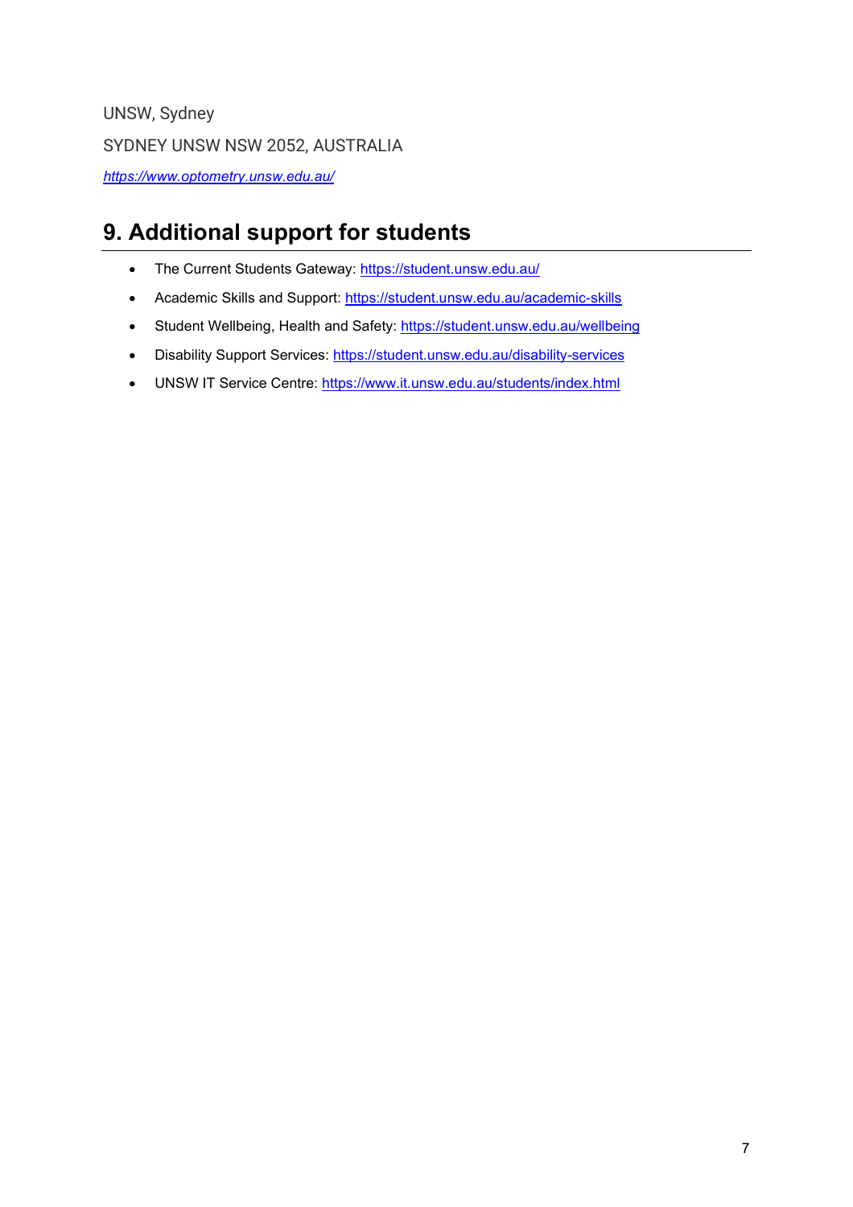UNSW, Sydney

SYDNEY UNSW NSW 2052, AUSTRALIA

*https://www.optometry.unsw.edu.au/*

## 9. Additional support for students

- The Current Students Gateway: https://student.unsw.edu.au/
- Academic Skills and Support: https://student.unsw.edu.au/academic-skills
- Student Wellbeing, Health and Safety: https://student.unsw.edu.au/wellbeing
- Disability Support Services: https://student.unsw.edu.au/disability-services
- UNSW IT Service Centre: https://www.it.unsw.edu.au/students/index.html